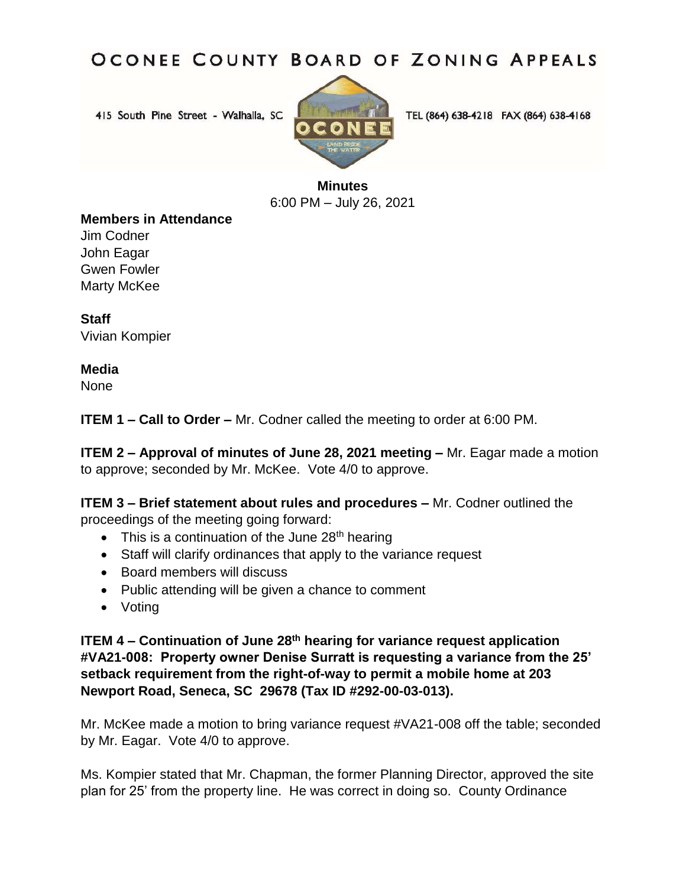# OCONEE COUNTY BOARD OF ZONING APPEALS

415 South Pine Street - Walhalla, SC

TEL (864) 638-4218 FAX (864) 638-4168

**Minutes**
6:00 PM – July 26, 2021

**Members in Attendance**
Jim Codner
John Eagar
Gwen Fowler
Marty McKee

**Staff**
Vivian Kompier

**Media**
None

**ITEM 1 – Call to Order –** Mr. Codner called the meeting to order at 6:00 PM.

**ITEM 2 – Approval of minutes of June 28, 2021 meeting –** Mr. Eagar made a motion to approve; seconded by Mr. McKee. Vote 4/0 to approve.

**ITEM 3 – Brief statement about rules and procedures –** Mr. Codner outlined the proceedings of the meeting going forward:

- This is a continuation of the June 28th hearing
- Staff will clarify ordinances that apply to the variance request
- Board members will discuss
- Public attending will be given a chance to comment
- Voting

**ITEM 4 – Continuation of June 28th hearing for variance request application #VA21-008: Property owner Denise Surratt is requesting a variance from the 25' setback requirement from the right-of-way to permit a mobile home at 203 Newport Road, Seneca, SC 29678 (Tax ID #292-00-03-013).**

Mr. McKee made a motion to bring variance request #VA21-008 off the table; seconded by Mr. Eagar. Vote 4/0 to approve.

Ms. Kompier stated that Mr. Chapman, the former Planning Director, approved the site plan for 25' from the property line. He was correct in doing so. County Ordinance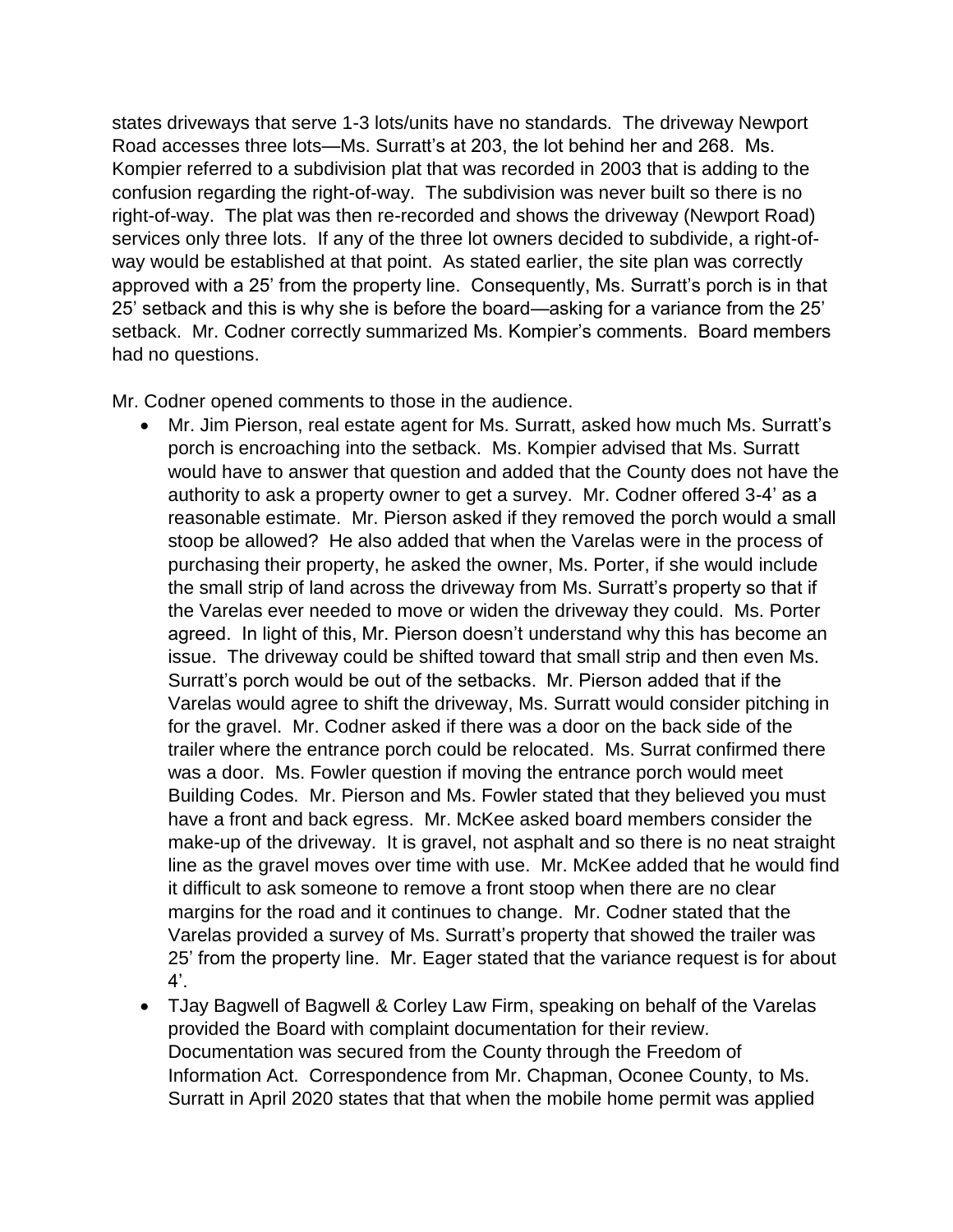states driveways that serve 1-3 lots/units have no standards. The driveway Newport Road accesses three lots—Ms. Surratt's at 203, the lot behind her and 268. Ms. Kompier referred to a subdivision plat that was recorded in 2003 that is adding to the confusion regarding the right-of-way. The subdivision was never built so there is no right-of-way. The plat was then re-recorded and shows the driveway (Newport Road) services only three lots. If any of the three lot owners decided to subdivide, a right-of-way would be established at that point. As stated earlier, the site plan was correctly approved with a 25' from the property line. Consequently, Ms. Surratt's porch is in that 25' setback and this is why she is before the board—asking for a variance from the 25' setback. Mr. Codner correctly summarized Ms. Kompier's comments. Board members had no questions.

Mr. Codner opened comments to those in the audience.

- Mr. Jim Pierson, real estate agent for Ms. Surratt, asked how much Ms. Surratt's porch is encroaching into the setback. Ms. Kompier advised that Ms. Surratt would have to answer that question and added that the County does not have the authority to ask a property owner to get a survey. Mr. Codner offered 3-4' as a reasonable estimate. Mr. Pierson asked if they removed the porch would a small stoop be allowed? He also added that when the Varelas were in the process of purchasing their property, he asked the owner, Ms. Porter, if she would include the small strip of land across the driveway from Ms. Surratt's property so that if the Varelas ever needed to move or widen the driveway they could. Ms. Porter agreed. In light of this, Mr. Pierson doesn't understand why this has become an issue. The driveway could be shifted toward that small strip and then even Ms. Surratt's porch would be out of the setbacks. Mr. Pierson added that if the Varelas would agree to shift the driveway, Ms. Surratt would consider pitching in for the gravel. Mr. Codner asked if there was a door on the back side of the trailer where the entrance porch could be relocated. Ms. Surrat confirmed there was a door. Ms. Fowler question if moving the entrance porch would meet Building Codes. Mr. Pierson and Ms. Fowler stated that they believed you must have a front and back egress. Mr. McKee asked board members consider the make-up of the driveway. It is gravel, not asphalt and so there is no neat straight line as the gravel moves over time with use. Mr. McKee added that he would find it difficult to ask someone to remove a front stoop when there are no clear margins for the road and it continues to change. Mr. Codner stated that the Varelas provided a survey of Ms. Surratt's property that showed the trailer was 25' from the property line. Mr. Eager stated that the variance request is for about 4'.
- TJay Bagwell of Bagwell & Corley Law Firm, speaking on behalf of the Varelas provided the Board with complaint documentation for their review. Documentation was secured from the County through the Freedom of Information Act. Correspondence from Mr. Chapman, Oconee County, to Ms. Surratt in April 2020 states that that when the mobile home permit was applied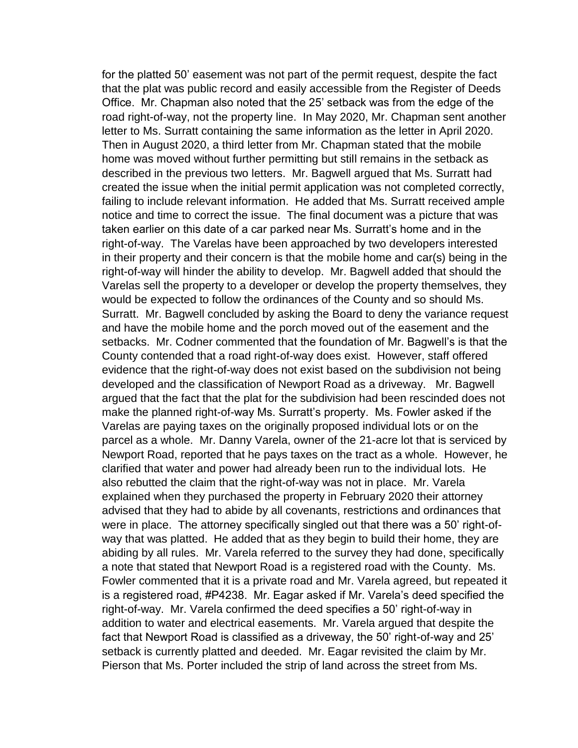for the platted 50' easement was not part of the permit request, despite the fact that the plat was public record and easily accessible from the Register of Deeds Office. Mr. Chapman also noted that the 25' setback was from the edge of the road right-of-way, not the property line. In May 2020, Mr. Chapman sent another letter to Ms. Surratt containing the same information as the letter in April 2020. Then in August 2020, a third letter from Mr. Chapman stated that the mobile home was moved without further permitting but still remains in the setback as described in the previous two letters. Mr. Bagwell argued that Ms. Surratt had created the issue when the initial permit application was not completed correctly, failing to include relevant information. He added that Ms. Surratt received ample notice and time to correct the issue. The final document was a picture that was taken earlier on this date of a car parked near Ms. Surratt's home and in the right-of-way. The Varelas have been approached by two developers interested in their property and their concern is that the mobile home and car(s) being in the right-of-way will hinder the ability to develop. Mr. Bagwell added that should the Varelas sell the property to a developer or develop the property themselves, they would be expected to follow the ordinances of the County and so should Ms. Surratt. Mr. Bagwell concluded by asking the Board to deny the variance request and have the mobile home and the porch moved out of the easement and the setbacks. Mr. Codner commented that the foundation of Mr. Bagwell's is that the County contended that a road right-of-way does exist. However, staff offered evidence that the right-of-way does not exist based on the subdivision not being developed and the classification of Newport Road as a driveway. Mr. Bagwell argued that the fact that the plat for the subdivision had been rescinded does not make the planned right-of-way Ms. Surratt's property. Ms. Fowler asked if the Varelas are paying taxes on the originally proposed individual lots or on the parcel as a whole. Mr. Danny Varela, owner of the 21-acre lot that is serviced by Newport Road, reported that he pays taxes on the tract as a whole. However, he clarified that water and power had already been run to the individual lots. He also rebutted the claim that the right-of-way was not in place. Mr. Varela explained when they purchased the property in February 2020 their attorney advised that they had to abide by all covenants, restrictions and ordinances that were in place. The attorney specifically singled out that there was a 50' right-of-way that was platted. He added that as they begin to build their home, they are abiding by all rules. Mr. Varela referred to the survey they had done, specifically a note that stated that Newport Road is a registered road with the County. Ms. Fowler commented that it is a private road and Mr. Varela agreed, but repeated it is a registered road, #P4238. Mr. Eagar asked if Mr. Varela's deed specified the right-of-way. Mr. Varela confirmed the deed specifies a 50' right-of-way in addition to water and electrical easements. Mr. Varela argued that despite the fact that Newport Road is classified as a driveway, the 50' right-of-way and 25' setback is currently platted and deeded. Mr. Eagar revisited the claim by Mr. Pierson that Ms. Porter included the strip of land across the street from Ms.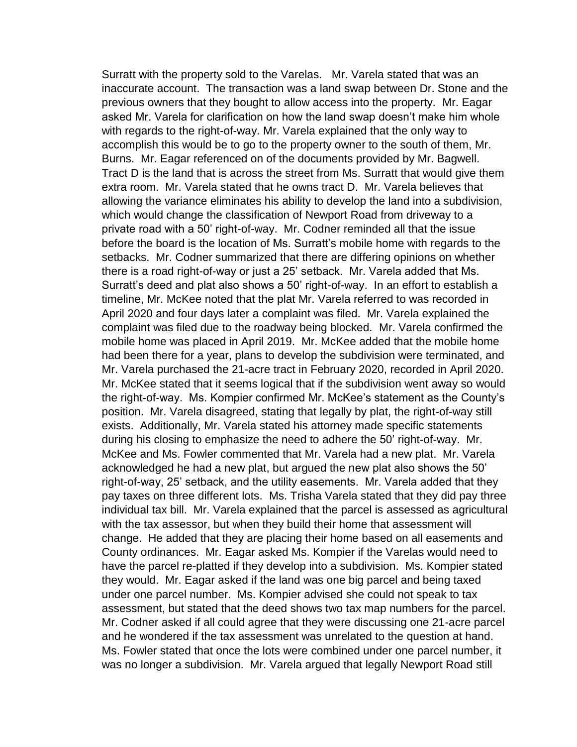Surratt with the property sold to the Varelas. Mr. Varela stated that was an inaccurate account. The transaction was a land swap between Dr. Stone and the previous owners that they bought to allow access into the property. Mr. Eagar asked Mr. Varela for clarification on how the land swap doesn't make him whole with regards to the right-of-way. Mr. Varela explained that the only way to accomplish this would be to go to the property owner to the south of them, Mr. Burns. Mr. Eagar referenced on of the documents provided by Mr. Bagwell. Tract D is the land that is across the street from Ms. Surratt that would give them extra room. Mr. Varela stated that he owns tract D. Mr. Varela believes that allowing the variance eliminates his ability to develop the land into a subdivision, which would change the classification of Newport Road from driveway to a private road with a 50' right-of-way. Mr. Codner reminded all that the issue before the board is the location of Ms. Surratt's mobile home with regards to the setbacks. Mr. Codner summarized that there are differing opinions on whether there is a road right-of-way or just a 25' setback. Mr. Varela added that Ms. Surratt's deed and plat also shows a 50' right-of-way. In an effort to establish a timeline, Mr. McKee noted that the plat Mr. Varela referred to was recorded in April 2020 and four days later a complaint was filed. Mr. Varela explained the complaint was filed due to the roadway being blocked. Mr. Varela confirmed the mobile home was placed in April 2019. Mr. McKee added that the mobile home had been there for a year, plans to develop the subdivision were terminated, and Mr. Varela purchased the 21-acre tract in February 2020, recorded in April 2020. Mr. McKee stated that it seems logical that if the subdivision went away so would the right-of-way. Ms. Kompier confirmed Mr. McKee's statement as the County's position. Mr. Varela disagreed, stating that legally by plat, the right-of-way still exists. Additionally, Mr. Varela stated his attorney made specific statements during his closing to emphasize the need to adhere the 50' right-of-way. Mr. McKee and Ms. Fowler commented that Mr. Varela had a new plat. Mr. Varela acknowledged he had a new plat, but argued the new plat also shows the 50' right-of-way, 25' setback, and the utility easements. Mr. Varela added that they pay taxes on three different lots. Ms. Trisha Varela stated that they did pay three individual tax bill. Mr. Varela explained that the parcel is assessed as agricultural with the tax assessor, but when they build their home that assessment will change. He added that they are placing their home based on all easements and County ordinances. Mr. Eagar asked Ms. Kompier if the Varelas would need to have the parcel re-platted if they develop into a subdivision. Ms. Kompier stated they would. Mr. Eagar asked if the land was one big parcel and being taxed under one parcel number. Ms. Kompier advised she could not speak to tax assessment, but stated that the deed shows two tax map numbers for the parcel. Mr. Codner asked if all could agree that they were discussing one 21-acre parcel and he wondered if the tax assessment was unrelated to the question at hand. Ms. Fowler stated that once the lots were combined under one parcel number, it was no longer a subdivision. Mr. Varela argued that legally Newport Road still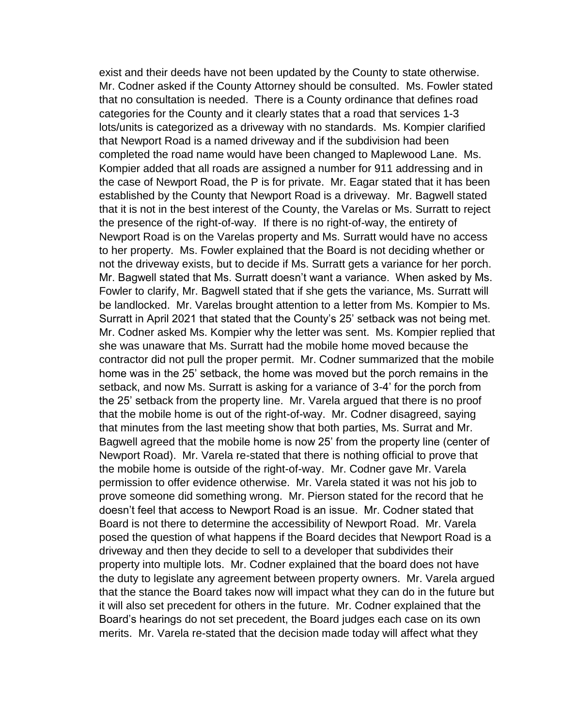exist and their deeds have not been updated by the County to state otherwise. Mr. Codner asked if the County Attorney should be consulted. Ms. Fowler stated that no consultation is needed. There is a County ordinance that defines road categories for the County and it clearly states that a road that services 1-3 lots/units is categorized as a driveway with no standards. Ms. Kompier clarified that Newport Road is a named driveway and if the subdivision had been completed the road name would have been changed to Maplewood Lane. Ms. Kompier added that all roads are assigned a number for 911 addressing and in the case of Newport Road, the P is for private. Mr. Eagar stated that it has been established by the County that Newport Road is a driveway. Mr. Bagwell stated that it is not in the best interest of the County, the Varelas or Ms. Surratt to reject the presence of the right-of-way. If there is no right-of-way, the entirety of Newport Road is on the Varelas property and Ms. Surratt would have no access to her property. Ms. Fowler explained that the Board is not deciding whether or not the driveway exists, but to decide if Ms. Surratt gets a variance for her porch. Mr. Bagwell stated that Ms. Surratt doesn't want a variance. When asked by Ms. Fowler to clarify, Mr. Bagwell stated that if she gets the variance, Ms. Surratt will be landlocked. Mr. Varelas brought attention to a letter from Ms. Kompier to Ms. Surratt in April 2021 that stated that the County's 25' setback was not being met. Mr. Codner asked Ms. Kompier why the letter was sent. Ms. Kompier replied that she was unaware that Ms. Surratt had the mobile home moved because the contractor did not pull the proper permit. Mr. Codner summarized that the mobile home was in the 25' setback, the home was moved but the porch remains in the setback, and now Ms. Surratt is asking for a variance of 3-4' for the porch from the 25' setback from the property line. Mr. Varela argued that there is no proof that the mobile home is out of the right-of-way. Mr. Codner disagreed, saying that minutes from the last meeting show that both parties, Ms. Surrat and Mr. Bagwell agreed that the mobile home is now 25' from the property line (center of Newport Road). Mr. Varela re-stated that there is nothing official to prove that the mobile home is outside of the right-of-way. Mr. Codner gave Mr. Varela permission to offer evidence otherwise. Mr. Varela stated it was not his job to prove someone did something wrong. Mr. Pierson stated for the record that he doesn't feel that access to Newport Road is an issue. Mr. Codner stated that Board is not there to determine the accessibility of Newport Road. Mr. Varela posed the question of what happens if the Board decides that Newport Road is a driveway and then they decide to sell to a developer that subdivides their property into multiple lots. Mr. Codner explained that the board does not have the duty to legislate any agreement between property owners. Mr. Varela argued that the stance the Board takes now will impact what they can do in the future but it will also set precedent for others in the future. Mr. Codner explained that the Board's hearings do not set precedent, the Board judges each case on its own merits. Mr. Varela re-stated that the decision made today will affect what they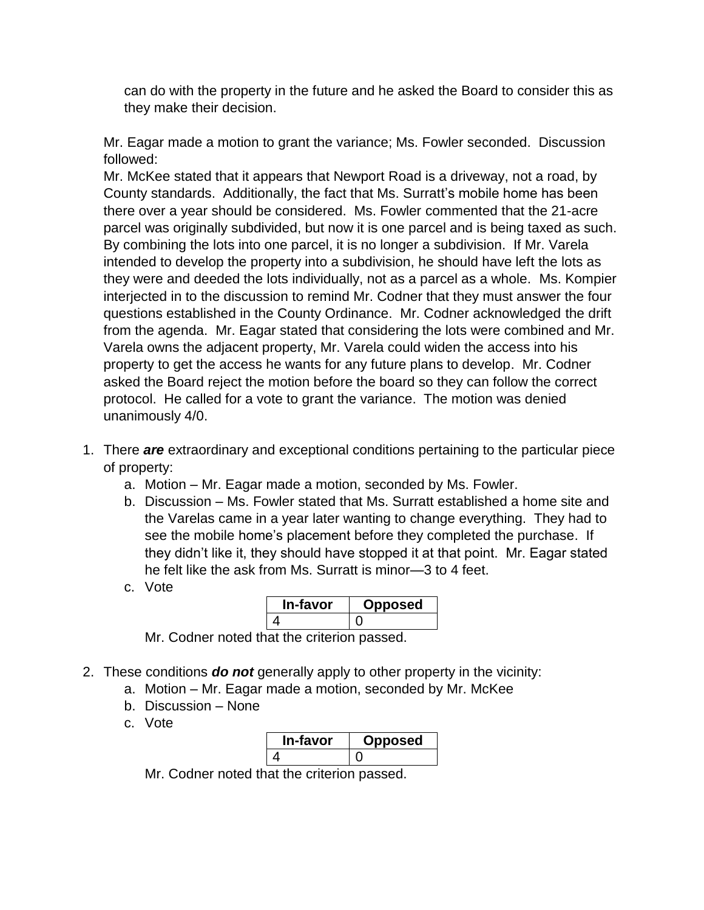can do with the property in the future and he asked the Board to consider this as they make their decision.

Mr. Eagar made a motion to grant the variance; Ms. Fowler seconded. Discussion followed:

Mr. McKee stated that it appears that Newport Road is a driveway, not a road, by County standards. Additionally, the fact that Ms. Surratt's mobile home has been there over a year should be considered. Ms. Fowler commented that the 21-acre parcel was originally subdivided, but now it is one parcel and is being taxed as such. By combining the lots into one parcel, it is no longer a subdivision. If Mr. Varela intended to develop the property into a subdivision, he should have left the lots as they were and deeded the lots individually, not as a parcel as a whole. Ms. Kompier interjected in to the discussion to remind Mr. Codner that they must answer the four questions established in the County Ordinance. Mr. Codner acknowledged the drift from the agenda. Mr. Eagar stated that considering the lots were combined and Mr. Varela owns the adjacent property, Mr. Varela could widen the access into his property to get the access he wants for any future plans to develop. Mr. Codner asked the Board reject the motion before the board so they can follow the correct protocol. He called for a vote to grant the variance. The motion was denied unanimously 4/0.

1. There ***are*** extraordinary and exceptional conditions pertaining to the particular piece of property:
   a. Motion – Mr. Eagar made a motion, seconded by Ms. Fowler.
   b. Discussion – Ms. Fowler stated that Ms. Surratt established a home site and the Varelas came in a year later wanting to change everything. They had to see the mobile home's placement before they completed the purchase. If they didn't like it, they should have stopped it at that point. Mr. Eagar stated he felt like the ask from Ms. Surratt is minor—3 to 4 feet.
   c. Vote

| In-favor | Opposed |
|---|---|
| 4 | 0 |

   Mr. Codner noted that the criterion passed.

2. These conditions ***do not*** generally apply to other property in the vicinity:
   a. Motion – Mr. Eagar made a motion, seconded by Mr. McKee
   b. Discussion – None
   c. Vote

| In-favor | Opposed |
|---|---|
| 4 | 0 |

   Mr. Codner noted that the criterion passed.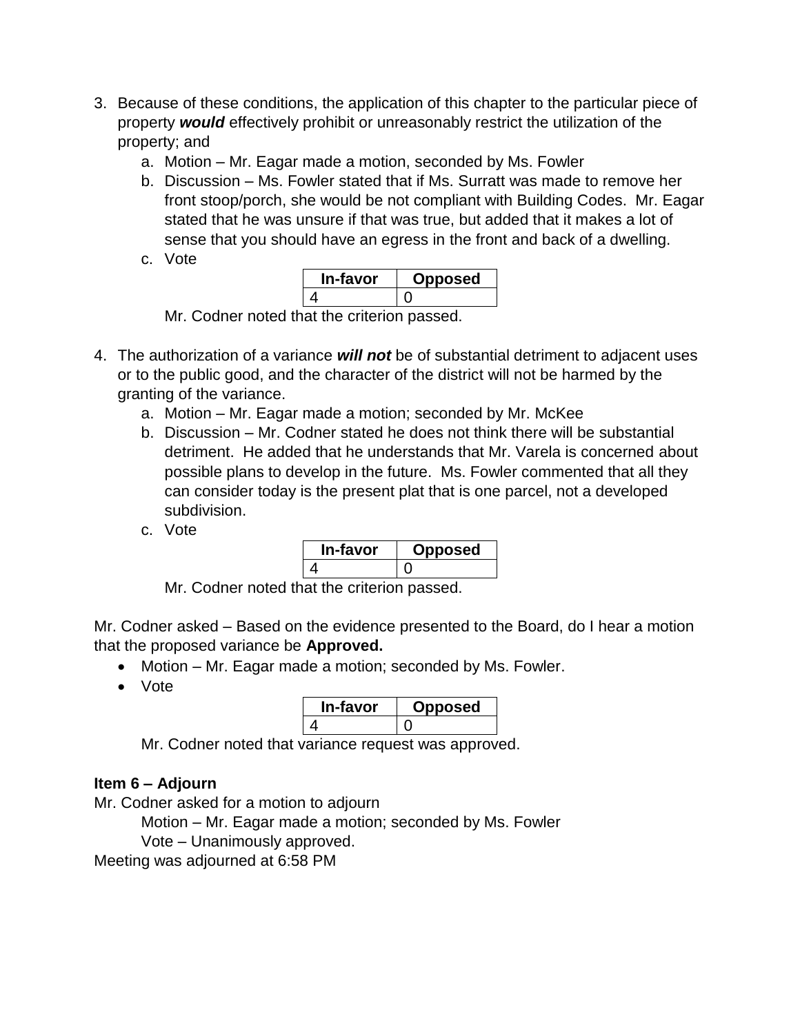3. Because of these conditions, the application of this chapter to the particular piece of property ***would*** effectively prohibit or unreasonably restrict the utilization of the property; and
    a. Motion – Mr. Eagar made a motion, seconded by Ms. Fowler
    b. Discussion – Ms. Fowler stated that if Ms. Surratt was made to remove her front stoop/porch, she would be not compliant with Building Codes. Mr. Eagar stated that he was unsure if that was true, but added that it makes a lot of sense that you should have an egress in the front and back of a dwelling.
    c. Vote

| In-favor | Opposed |
|---|---|
| 4 | 0 |

Mr. Codner noted that the criterion passed.

4. The authorization of a variance ***will not*** be of substantial detriment to adjacent uses or to the public good, and the character of the district will not be harmed by the granting of the variance.
    a. Motion – Mr. Eagar made a motion; seconded by Mr. McKee
    b. Discussion – Mr. Codner stated he does not think there will be substantial detriment. He added that he understands that Mr. Varela is concerned about possible plans to develop in the future. Ms. Fowler commented that all they can consider today is the present plat that is one parcel, not a developed subdivision.
    c. Vote

| In-favor | Opposed |
|---|---|
| 4 | 0 |

Mr. Codner noted that the criterion passed.

Mr. Codner asked – Based on the evidence presented to the Board, do I hear a motion that the proposed variance be **Approved.**

- Motion – Mr. Eagar made a motion; seconded by Ms. Fowler.
- Vote

| In-favor | Opposed |
|---|---|
| 4 | 0 |

Mr. Codner noted that variance request was approved.

**Item 6 – Adjourn**

Mr. Codner asked for a motion to adjourn

Motion – Mr. Eagar made a motion; seconded by Ms. Fowler

Vote – Unanimously approved.

Meeting was adjourned at 6:58 PM